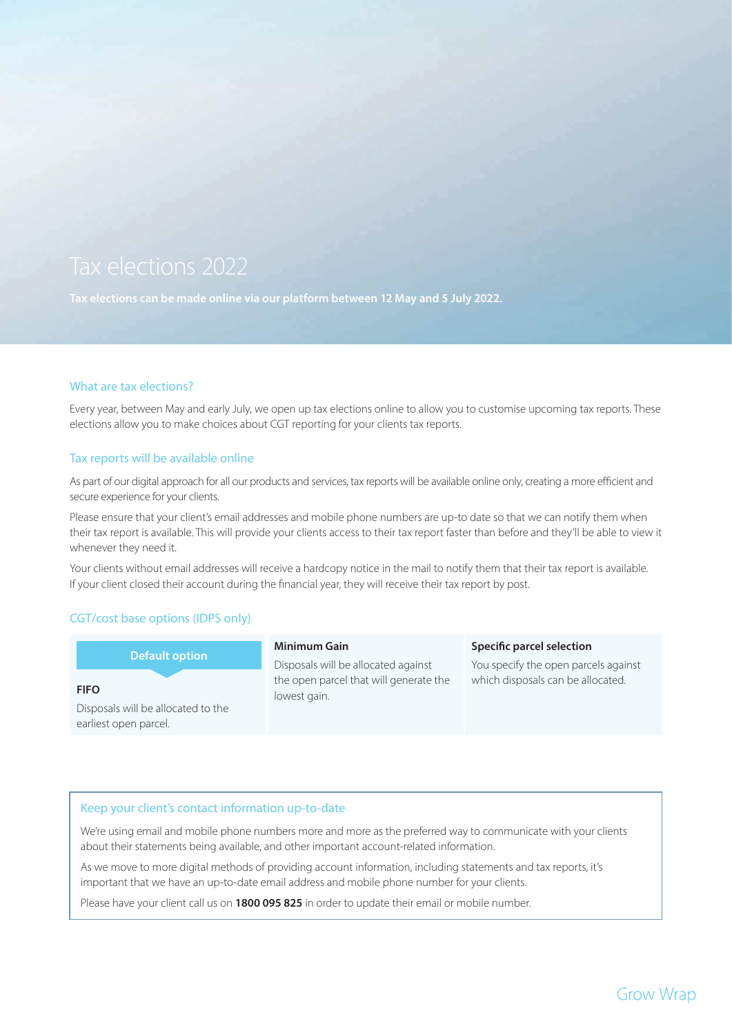# Tax elections 2022

**Tax elections can be made online via our platform between 12 May and 5 July 2022.**

## What are tax elections?

Every year, between May and early July, we open up tax elections online to allow you to customise upcoming tax reports. These elections allow you to make choices about CGT reporting for your clients tax reports.

## Tax reports will be available online

As part of our digital approach for all our products and services, tax reports will be available online only, creating a more efficient and secure experience for your clients.

Please ensure that your client's email addresses and mobile phone numbers are up-to date so that we can notify them when their tax report is available. This will provide your clients access to their tax report faster than before and they'll be able to view it whenever they need it.

Your clients without email addresses will receive a hardcopy notice in the mail to notify them that their tax report is available. If your client closed their account during the financial year, they will receive their tax report by post.

## CGT/cost base options (IDPS only)

| Default option<br>**FIFO** | **Minimum Gain** | **Specific parcel selection** |
|---|---|---|
| Disposals will be allocated to the earliest open parcel. | Disposals will be allocated against the open parcel that will generate the lowest gain. | You specify the open parcels against which disposals can be allocated. |

## Keep your client's contact information up-to-date

We're using email and mobile phone numbers more and more as the preferred way to communicate with your clients about their statements being available, and other important account-related information.

As we move to more digital methods of providing account information, including statements and tax reports, it's important that we have an up-to-date email address and mobile phone number for your clients.

Please have your client call us on **1800 095 825** in order to update their email or mobile number.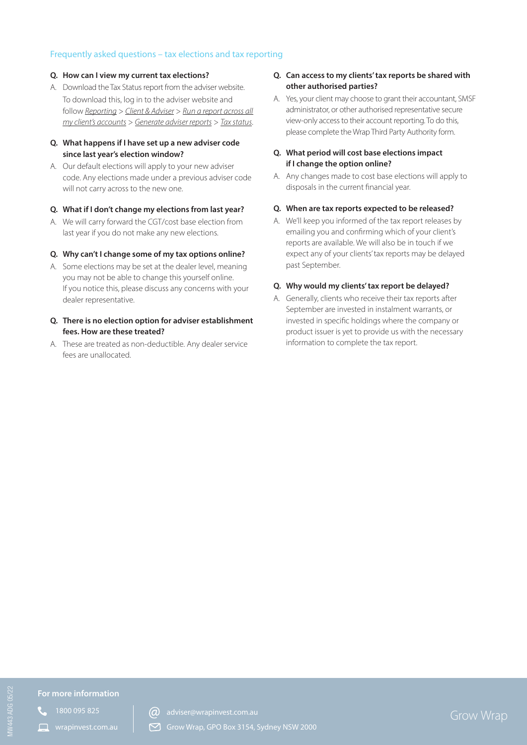## Frequently asked questions – tax elections and tax reporting

**Q. How can I view my current tax elections?**

A. Download the Tax Status report from the adviser website. To download this, log in to the adviser website and follow _Reporting_ > _Client & Adviser_ > _Run a report across all my client's accounts_ > _Generate adviser reports_ > _Tax status_.

**Q. What happens if I have set up a new adviser code since last year's election window?**

A. Our default elections will apply to your new adviser code. Any elections made under a previous adviser code will not carry across to the new one.

**Q. What if I don't change my elections from last year?**

A. We will carry forward the CGT/cost base election from last year if you do not make any new elections.

**Q. Why can't I change some of my tax options online?**

A. Some elections may be set at the dealer level, meaning you may not be able to change this yourself online. If you notice this, please discuss any concerns with your dealer representative.

**Q. There is no election option for adviser establishment fees. How are these treated?**

A. These are treated as non-deductible. Any dealer service fees are unallocated.

**Q. Can access to my clients' tax reports be shared with other authorised parties?**

A. Yes, your client may choose to grant their accountant, SMSF administrator, or other authorised representative secure view-only access to their account reporting. To do this, please complete the Wrap Third Party Authority form.

**Q. What period will cost base elections impact if I change the option online?**

A. Any changes made to cost base elections will apply to disposals in the current financial year.

**Q. When are tax reports expected to be released?**

A. We'll keep you informed of the tax report releases by emailing you and confirming which of your client's reports are available. We will also be in touch if we expect any of your clients' tax reports may be delayed past September.

**Q. Why would my clients' tax report be delayed?**

A. Generally, clients who receive their tax reports after September are invested in instalment warrants, or invested in specific holdings where the company or product issuer is yet to provide us with the necessary information to complete the tax report.

**For more information**

1800 095 825

wrapinvest.com.au

adviser@wrapinvest.com.au

Grow Wrap, GPO Box 3154, Sydney NSW 2000

Grow Wrap

MW443 ADG 05/22